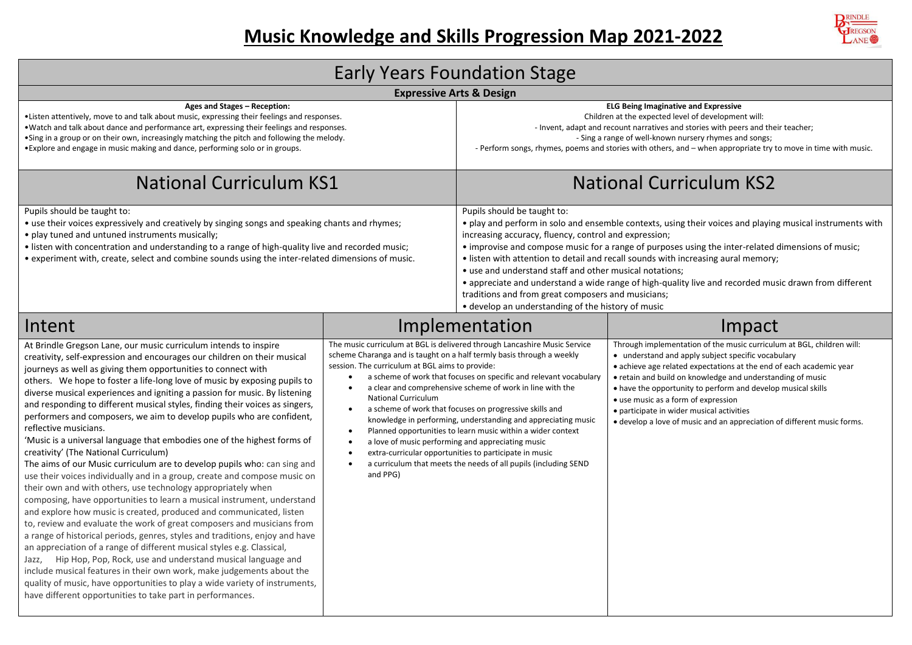# Music Knowledge and Skills Progression Map 2021-2022

## Early Years Foundation Stage

### Expressive Arts & Design

**Ages and Stages – Reception:**

- Listen attentively, move to and talk about music, expressing their feelings and responses.
- Watch and talk about dance and performance art, expressing their feelings and responses.
- Sing in a group or on their own, increasingly matching the pitch and following the melody.
- Explore and engage in music making and dance, performing solo or in groups.

**ELG Being Imaginative and Expressive**

Children at the expected level of development will:

- Invent, adapt and recount narratives and stories with peers and their teacher;
- Sing a range of well-known nursery rhymes and songs;
- Perform songs, rhymes, poems and stories with others, and – when appropriate try to move in time with music.

## National Curriculum KS1

Pupils should be taught to:

- use their voices expressively and creatively by singing songs and speaking chants and rhymes;
- play tuned and untuned instruments musically;
- listen with concentration and understanding to a range of high-quality live and recorded music;
- experiment with, create, select and combine sounds using the inter-related dimensions of music.

## National Curriculum KS2

Pupils should be taught to:

- play and perform in solo and ensemble contexts, using their voices and playing musical instruments with increasing accuracy, fluency, control and expression;
- improvise and compose music for a range of purposes using the inter-related dimensions of music;
- listen with attention to detail and recall sounds with increasing aural memory;
- use and understand staff and other musical notations;
- appreciate and understand a wide range of high-quality live and recorded music drawn from different traditions and from great composers and musicians;
- develop an understanding of the history of music

## Intent

At Brindle Gregson Lane, our music curriculum intends to inspire creativity, self-expression and encourages our children on their musical journeys as well as giving them opportunities to connect with others. We hope to foster a life-long love of music by exposing pupils to diverse musical experiences and igniting a passion for music. By listening and responding to different musical styles, finding their voices as singers, performers and composers, we aim to develop pupils who are confident, reflective musicians.

'Music is a universal language that embodies one of the highest forms of creativity' (The National Curriculum)

The aims of our Music curriculum are to develop pupils who: can sing and use their voices individually and in a group, create and compose music on their own and with others, use technology appropriately when composing, have opportunities to learn a musical instrument, understand and explore how music is created, produced and communicated, listen to, review and evaluate the work of great composers and musicians from a range of historical periods, genres, styles and traditions, enjoy and have an appreciation of a range of different musical styles e.g. Classical, Jazz, Hip Hop, Pop, Rock, use and understand musical language and include musical features in their own work, make judgements about the quality of music, have opportunities to play a wide variety of instruments, have different opportunities to take part in performances.

## Implementation

The music curriculum at BGL is delivered through Lancashire Music Service scheme Charanga and is taught on a half termly basis through a weekly session. The curriculum at BGL aims to provide:

- a scheme of work that focuses on specific and relevant vocabulary
- a clear and comprehensive scheme of work in line with the National Curriculum
- a scheme of work that focuses on progressive skills and knowledge in performing, understanding and appreciating music
- Planned opportunities to learn music within a wider context
- a love of music performing and appreciating music
- extra-curricular opportunities to participate in music
- a curriculum that meets the needs of all pupils (including SEND and PPG)

## Impact

Through implementation of the music curriculum at BGL, children will:

- understand and apply subject specific vocabulary
- achieve age related expectations at the end of each academic year
- retain and build on knowledge and understanding of music
- have the opportunity to perform and develop musical skills
- use music as a form of expression
- participate in wider musical activities
- develop a love of music and an appreciation of different music forms.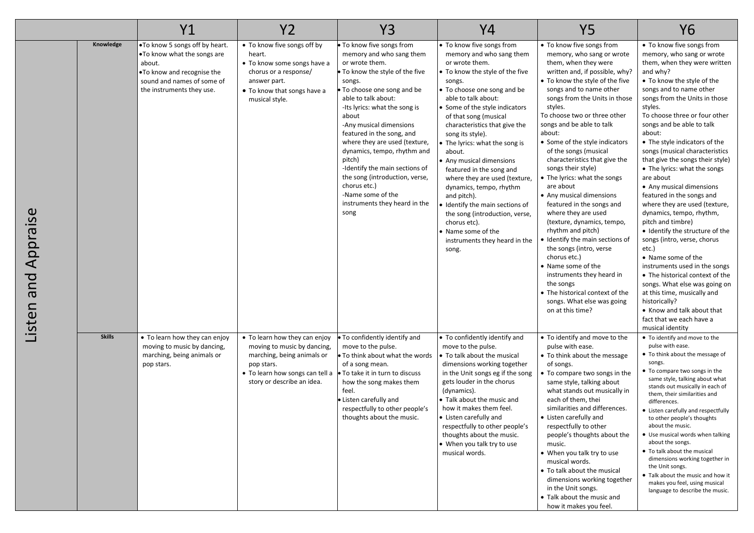| | | Y1 | Y2 | Y3 | Y4 | Y5 | Y6 |
|---|---|---|---|---|---|---|---|
| Listen and Appraise | **Knowledge** | • To know 5 songs off by heart.<br>• To know what the songs are about.<br>• To know and recognise the sound and names of some of the instruments they use. | • To know five songs off by heart.<br>• To know some songs have a chorus or a response/ answer part.<br>• To know that songs have a musical style. | • To know five songs from memory and who sang them or wrote them.<br>• To know the style of the five songs.<br>• To choose one song and be able to talk about:<br>-Its lyrics: what the song is about<br>-Any musical dimensions featured in the song, and where they are used (texture, dynamics, tempo, rhythm and pitch)<br>-Identify the main sections of the song (introduction, verse, chorus etc.)<br>-Name some of the instruments they heard in the song | • To know five songs from memory and who sang them or wrote them.<br>• To know the style of the five songs.<br>• To choose one song and be able to talk about:<br>• Some of the style indicators of that song (musical characteristics that give the song its style).<br>• The lyrics: what the song is about.<br>• Any musical dimensions featured in the song and where they are used (texture, dynamics, tempo, rhythm and pitch).<br>• Identify the main sections of the song (introduction, verse, chorus etc).<br>• Name some of the instruments they heard in the song. | • To know five songs from memory, who sang or wrote them, when they were written and, if possible, why?<br>• To know the style of the five songs and to name other songs from the Units in those styles.<br>To choose two or three other songs and be able to talk about:<br>• Some of the style indicators of the songs (musical characteristics that give the songs their style)<br>• The lyrics: what the songs are about<br>• Any musical dimensions featured in the songs and where they are used (texture, dynamics, tempo, rhythm and pitch)<br>• Identify the main sections of the songs (intro, verse chorus etc.)<br>• Name some of the instruments they heard in the songs<br>• The historical context of the songs. What else was going on at this time? | • To know five songs from memory, who sang or wrote them, when they were written and why?<br>• To know the style of the songs and to name other songs from the Units in those styles.<br>To choose three or four other songs and be able to talk about:<br>• The style indicators of the songs (musical characteristics that give the songs their style)<br>• The lyrics: what the songs are about<br>• Any musical dimensions featured in the songs and where they are used (texture, dynamics, tempo, rhythm, pitch and timbre)<br>• Identify the structure of the songs (intro, verse, chorus etc.)<br>• Name some of the instruments used in the songs<br>• The historical context of the songs. What else was going on at this time, musically and historically?<br>• Know and talk about that fact that we each have a musical identity |
| | **Skills** | • To learn how they can enjoy moving to music by dancing, marching, being animals or pop stars. | • To learn how they can enjoy moving to music by dancing, marching, being animals or pop stars.<br>• To learn how songs can tell a story or describe an idea. | • To confidently identify and move to the pulse.<br>• To think about what the words of a song mean.<br>• To take it in turn to discuss how the song makes them feel.<br>• Listen carefully and respectfully to other people's thoughts about the music. | • To confidently identify and move to the pulse.<br>• To talk about the musical dimensions working together in the Unit songs eg if the song gets louder in the chorus (dynamics).<br>• Talk about the music and how it makes them feel.<br>• Listen carefully and respectfully to other people's thoughts about the music.<br>• When you talk try to use musical words. | • To identify and move to the pulse with ease.<br>• To think about the message of songs.<br>• To compare two songs in the same style, talking about what stands out musically in each of them, thei similarities and differences.<br>• Listen carefully and respectfully to other people's thoughts about the music.<br>• When you talk try to use musical words.<br>• To talk about the musical dimensions working together in the Unit songs.<br>• Talk about the music and how it makes you feel. | • To identify and move to the pulse with ease.<br>• To think about the message of songs.<br>• To compare two songs in the same style, talking about what stands out musically in each of them, their similarities and differences.<br>• Listen carefully and respectfully to other people's thoughts about the music.<br>• Use musical words when talking about the songs.<br>• To talk about the musical dimensions working together in the Unit songs.<br>• Talk about the music and how it makes you feel, using musical language to describe the music. |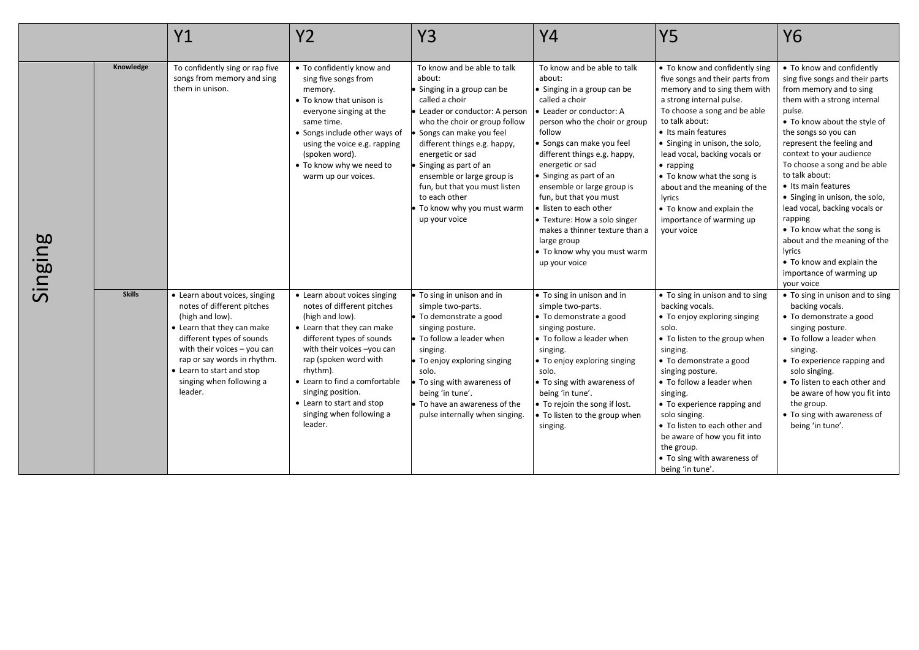| | | Y1 | Y2 | Y3 | Y4 | Y5 | Y6 |
|---|---|---|---|---|---|---|---|
| Singing | Knowledge | To confidently sing or rap five songs from memory and sing them in unison. | • To confidently know and sing five songs from memory.<br>• To know that unison is everyone singing at the same time.<br>• Songs include other ways of using the voice e.g. rapping (spoken word).<br>• To know why we need to warm up our voices. | To know and be able to talk about:<br>• Singing in a group can be called a choir<br>• Leader or conductor: A person who the choir or group follow<br>• Songs can make you feel different things e.g. happy, energetic or sad<br>• Singing as part of an ensemble or large group is fun, but that you must listen to each other<br>• To know why you must warm up your voice | To know and be able to talk about:<br>• Singing in a group can be called a choir<br>• Leader or conductor: A person who the choir or group follow<br>• Songs can make you feel different things e.g. happy, energetic or sad<br>• Singing as part of an ensemble or large group is fun, but that you must<br>• listen to each other<br>• Texture: How a solo singer makes a thinner texture than a large group<br>• To know why you must warm up your voice | • To know and confidently sing five songs and their parts from memory and to sing them with a strong internal pulse.<br>To choose a song and be able to talk about:<br>• Its main features<br>• Singing in unison, the solo, lead vocal, backing vocals or<br>• rapping<br>• To know what the song is about and the meaning of the lyrics<br>• To know and explain the importance of warming up your voice | • To know and confidently sing five songs and their parts from memory and to sing them with a strong internal pulse.<br>• To know about the style of the songs so you can represent the feeling and context to your audience<br>To choose a song and be able to talk about:<br>• Its main features<br>• Singing in unison, the solo, lead vocal, backing vocals or rapping<br>• To know what the song is about and the meaning of the lyrics<br>• To know and explain the importance of warming up your voice |
| | Skills | • Learn about voices, singing notes of different pitches (high and low).<br>• Learn that they can make different types of sounds with their voices – you can rap or say words in rhythm.<br>• Learn to start and stop singing when following a leader. | • Learn about voices singing notes of different pitches (high and low).<br>• Learn that they can make different types of sounds with their voices –you can rap (spoken word with rhythm).<br>• Learn to find a comfortable singing position.<br>• Learn to start and stop singing when following a leader. | • To sing in unison and in simple two-parts.<br>• To demonstrate a good singing posture.<br>• To follow a leader when singing.<br>• To enjoy exploring singing solo.<br>• To sing with awareness of being 'in tune'.<br>• To have an awareness of the pulse internally when singing. | • To sing in unison and in simple two-parts.<br>• To demonstrate a good singing posture.<br>• To follow a leader when singing.<br>• To enjoy exploring singing solo.<br>• To sing with awareness of being 'in tune'.<br>• To rejoin the song if lost.<br>• To listen to the group when singing. | • To sing in unison and to sing backing vocals.<br>• To enjoy exploring singing solo.<br>• To listen to the group when singing.<br>• To demonstrate a good singing posture.<br>• To follow a leader when singing.<br>• To experience rapping and solo singing.<br>• To listen to each other and be aware of how you fit into the group.<br>• To sing with awareness of being 'in tune'. | • To sing in unison and to sing backing vocals.<br>• To demonstrate a good singing posture.<br>• To follow a leader when singing.<br>• To experience rapping and solo singing.<br>• To listen to each other and be aware of how you fit into the group.<br>• To sing with awareness of being 'in tune'. |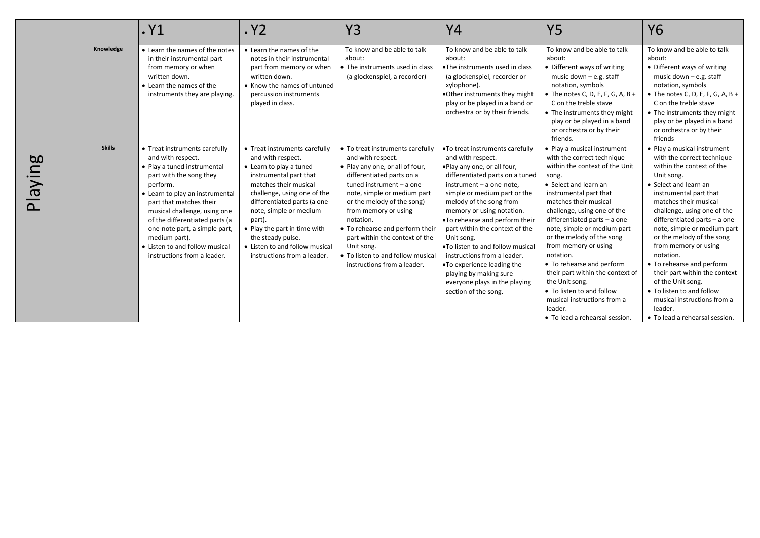| | | Y1 | Y2 | Y3 | Y4 | Y5 | Y6 |
|---|---|---|---|---|---|---|---|
| Playing | **Knowledge** | • Learn the names of the notes in their instrumental part from memory or when written down.<br>• Learn the names of the instruments they are playing. | • Learn the names of the notes in their instrumental part from memory or when written down.<br>• Know the names of untuned percussion instruments played in class. | To know and be able to talk about:<br>• The instruments used in class (a glockenspiel, a recorder) | To know and be able to talk about:<br>• The instruments used in class (a glockenspiel, recorder or xylophone).<br>• Other instruments they might play or be played in a band or orchestra or by their friends. | To know and be able to talk about:<br>• Different ways of writing music down – e.g. staff notation, symbols<br>• The notes C, D, E, F, G, A, B + C on the treble stave<br>• The instruments they might play or be played in a band or orchestra or by their friends. | To know and be able to talk about:<br>• Different ways of writing music down – e.g. staff notation, symbols<br>• The notes C, D, E, F, G, A, B + C on the treble stave<br>• The instruments they might play or be played in a band or orchestra or by their friends |
| | **Skills** | • Treat instruments carefully and with respect.<br>• Play a tuned instrumental part with the song they perform.<br>• Learn to play an instrumental part that matches their musical challenge, using one of the differentiated parts (a one-note part, a simple part, medium part).<br>• Listen to and follow musical instructions from a leader. | • Treat instruments carefully and with respect.<br>• Learn to play a tuned instrumental part that matches their musical challenge, using one of the differentiated parts (a one-note, simple or medium part).<br>• Play the part in time with the steady pulse.<br>• Listen to and follow musical instructions from a leader. | • To treat instruments carefully and with respect.<br>• Play any one, or all of four, differentiated parts on a tuned instrument – a one-note, simple or medium part or the melody of the song) from memory or using notation.<br>• To rehearse and perform their part within the context of the Unit song.<br>• To listen to and follow musical instructions from a leader. | • To treat instruments carefully and with respect.<br>• Play any one, or all four, differentiated parts on a tuned instrument – a one-note, simple or medium part or the melody of the song from memory or using notation.<br>• To rehearse and perform their part within the context of the Unit song.<br>• To listen to and follow musical instructions from a leader.<br>• To experience leading the playing by making sure everyone plays in the playing section of the song. | • Play a musical instrument with the correct technique within the context of the Unit song.<br>• Select and learn an instrumental part that matches their musical challenge, using one of the differentiated parts – a one-note, simple or medium part or the melody of the song from memory or using notation.<br>• To rehearse and perform their part within the context of the Unit song.<br>• To listen to and follow musical instructions from a leader.<br>• To lead a rehearsal session. | • Play a musical instrument with the correct technique within the context of the Unit song.<br>• Select and learn an instrumental part that matches their musical challenge, using one of the differentiated parts – a one-note, simple or medium part or the melody of the song from memory or using notation.<br>• To rehearse and perform their part within the context of the Unit song.<br>• To listen to and follow musical instructions from a leader.<br>• To lead a rehearsal session. |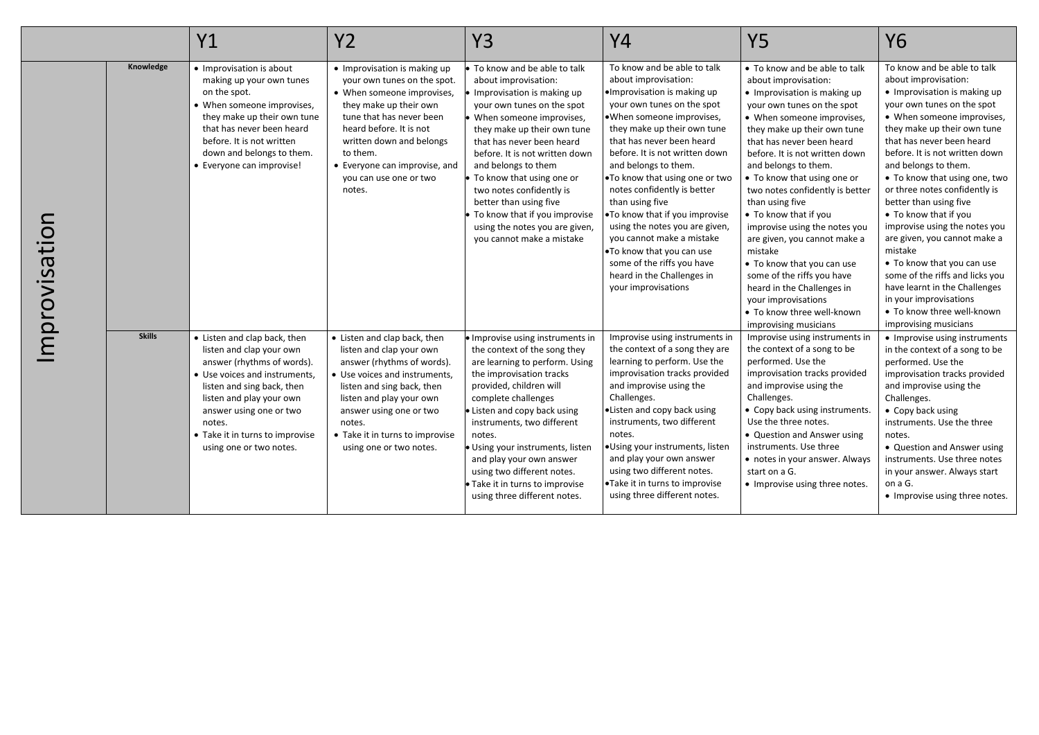| | | Y1 | Y2 | Y3 | Y4 | Y5 | Y6 |
|---|---|---|---|---|---|---|---|
| Improvisation | **Knowledge** | • Improvisation is about making up your own tunes on the spot.<br>• When someone improvises, they make up their own tune that has never been heard before. It is not written down and belongs to them.<br>• Everyone can improvise! | • Improvisation is making up your own tunes on the spot.<br>• When someone improvises, they make up their own tune that has never been heard before. It is not written down and belongs to them.<br>• Everyone can improvise, and you can use one or two notes. | • To know and be able to talk about improvisation:<br>• Improvisation is making up your own tunes on the spot<br>• When someone improvises, they make up their own tune that has never been heard before. It is not written down and belongs to them<br>• To know that using one or two notes confidently is better than using five<br>• To know that if you improvise using the notes you are given, you cannot make a mistake | To know and be able to talk about improvisation:<br>•Improvisation is making up your own tunes on the spot<br>•When someone improvises, they make up their own tune that has never been heard before. It is not written down and belongs to them.<br>•To know that using one or two notes confidently is better than using five<br>•To know that if you improvise using the notes you are given, you cannot make a mistake<br>•To know that you can use some of the riffs you have heard in the Challenges in your improvisations | • To know and be able to talk about improvisation:<br>• Improvisation is making up your own tunes on the spot<br>• When someone improvises, they make up their own tune that has never been heard before. It is not written down and belongs to them.<br>• To know that using one or two notes confidently is better than using five<br>• To know that if you improvise using the notes you are given, you cannot make a mistake<br>• To know that you can use some of the riffs you have heard in the Challenges in your improvisations<br>• To know three well-known improvising musicians | To know and be able to talk about improvisation:<br>• Improvisation is making up your own tunes on the spot<br>• When someone improvises, they make up their own tune that has never been heard before. It is not written down and belongs to them.<br>• To know that using one, two or three notes confidently is better than using five<br>• To know that if you improvise using the notes you are given, you cannot make a mistake<br>• To know that you can use some of the riffs and licks you have learnt in the Challenges in your improvisations<br>• To know three well-known improvising musicians |
| | **Skills** | • Listen and clap back, then listen and clap your own answer (rhythms of words).<br>• Use voices and instruments, listen and sing back, then listen and play your own answer using one or two notes.<br>• Take it in turns to improvise using one or two notes. | • Listen and clap back, then listen and clap your own answer (rhythms of words).<br>• Use voices and instruments, listen and sing back, then listen and play your own answer using one or two notes.<br>• Take it in turns to improvise using one or two notes. | • Improvise using instruments in the context of the song they are learning to perform. Using the improvisation tracks provided, children will complete challenges<br>• Listen and copy back using instruments, two different notes.<br>• Using your instruments, listen and play your own answer using two different notes.<br>• Take it in turns to improvise using three different notes. | Improvise using instruments in the context of a song they are learning to perform. Use the improvisation tracks provided and improvise using the Challenges.<br>•Listen and copy back using instruments, two different notes.<br>•Using your instruments, listen and play your own answer using two different notes.<br>•Take it in turns to improvise using three different notes. | Improvise using instruments in the context of a song to be performed. Use the improvisation tracks provided and improvise using the Challenges.<br>• Copy back using instruments. Use the three notes.<br>• Question and Answer using instruments. Use three<br>• notes in your answer. Always start on a G.<br>• Improvise using three notes. | • Improvise using instruments in the context of a song to be performed. Use the improvisation tracks provided and improvise using the Challenges.<br>• Copy back using instruments. Use the three notes.<br>• Question and Answer using instruments. Use three notes in your answer. Always start on a G.<br>• Improvise using three notes. |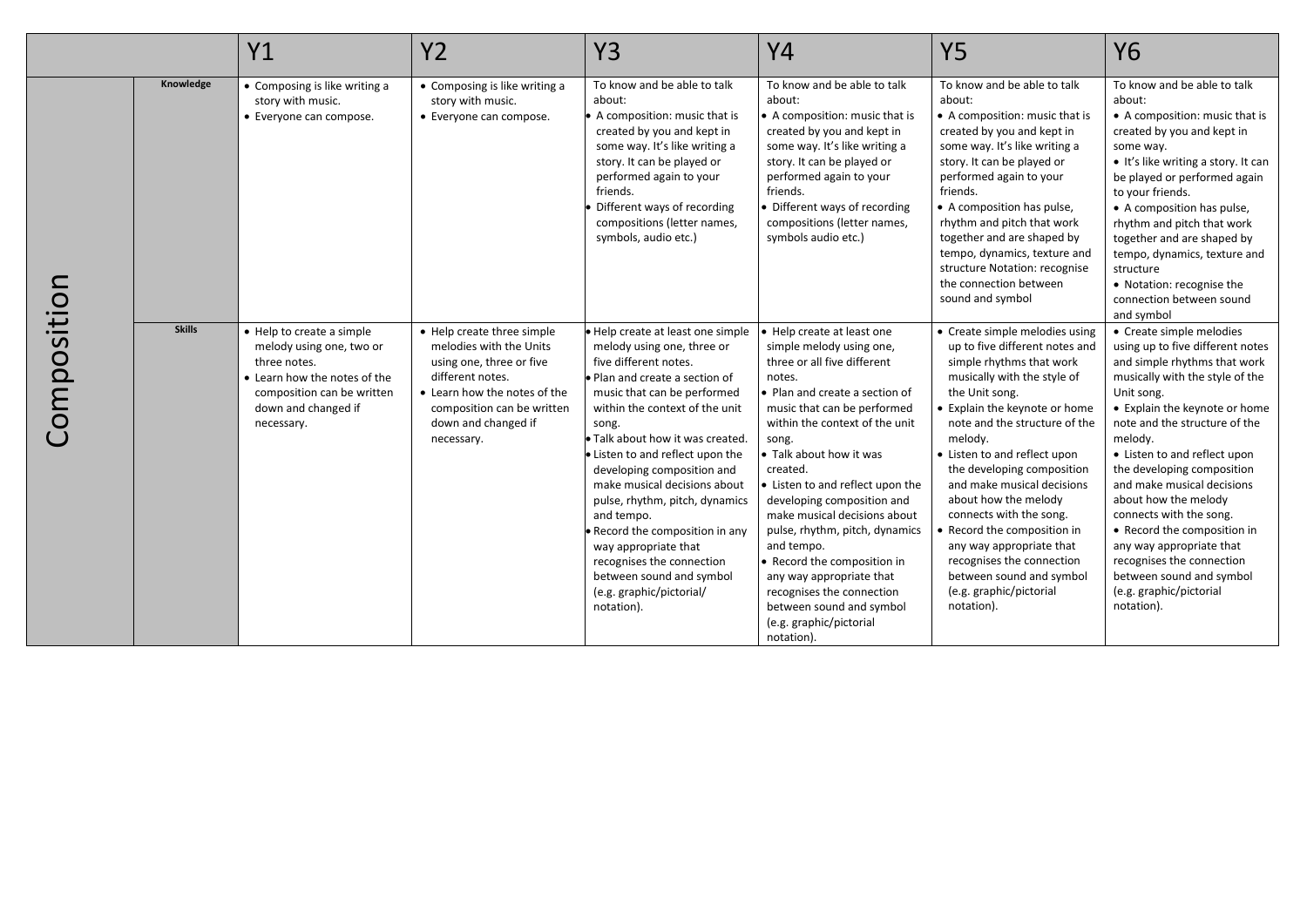| | | Y1 | Y2 | Y3 | Y4 | Y5 | Y6 |
|---|---|---|---|---|---|---|---|
| Composition | **Knowledge** | • Composing is like writing a story with music.<br>• Everyone can compose. | • Composing is like writing a story with music.<br>• Everyone can compose. | To know and be able to talk about:<br>• A composition: music that is created by you and kept in some way. It's like writing a story. It can be played or performed again to your friends.<br>• Different ways of recording compositions (letter names, symbols, audio etc.) | To know and be able to talk about:<br>• A composition: music that is created by you and kept in some way. It's like writing a story. It can be played or performed again to your friends.<br>• Different ways of recording compositions (letter names, symbols audio etc.) | To know and be able to talk about:<br>• A composition: music that is created by you and kept in some way. It's like writing a story. It can be played or performed again to your friends.<br>• A composition has pulse, rhythm and pitch that work together and are shaped by tempo, dynamics, texture and structure Notation: recognise the connection between sound and symbol | To know and be able to talk about:<br>• A composition: music that is created by you and kept in some way.<br>• It's like writing a story. It can be played or performed again to your friends.<br>• A composition has pulse, rhythm and pitch that work together and are shaped by tempo, dynamics, texture and structure<br>• Notation: recognise the connection between sound and symbol |
| | **Skills** | • Help to create a simple melody using one, two or three notes.<br>• Learn how the notes of the composition can be written down and changed if necessary. | • Help create three simple melodies with the Units using one, three or five different notes.<br>• Learn how the notes of the composition can be written down and changed if necessary. | • Help create at least one simple melody using one, three or five different notes.<br>• Plan and create a section of music that can be performed within the context of the unit song.<br>• Talk about how it was created.<br>• Listen to and reflect upon the developing composition and make musical decisions about pulse, rhythm, pitch, dynamics and tempo.<br>• Record the composition in any way appropriate that recognises the connection between sound and symbol (e.g. graphic/pictorial/ notation). | • Help create at least one simple melody using one, three or all five different notes.<br>• Plan and create a section of music that can be performed within the context of the unit song.<br>• Talk about how it was created.<br>• Listen to and reflect upon the developing composition and make musical decisions about pulse, rhythm, pitch, dynamics and tempo.<br>• Record the composition in any way appropriate that recognises the connection between sound and symbol (e.g. graphic/pictorial notation). | • Create simple melodies using up to five different notes and simple rhythms that work musically with the style of the Unit song.<br>• Explain the keynote or home note and the structure of the melody.<br>• Listen to and reflect upon the developing composition and make musical decisions about how the melody connects with the song.<br>• Record the composition in any way appropriate that recognises the connection between sound and symbol (e.g. graphic/pictorial notation). | • Create simple melodies using up to five different notes and simple rhythms that work musically with the style of the Unit song.<br>• Explain the keynote or home note and the structure of the melody.<br>• Listen to and reflect upon the developing composition and make musical decisions about how the melody connects with the song.<br>• Record the composition in any way appropriate that recognises the connection between sound and symbol (e.g. graphic/pictorial notation). |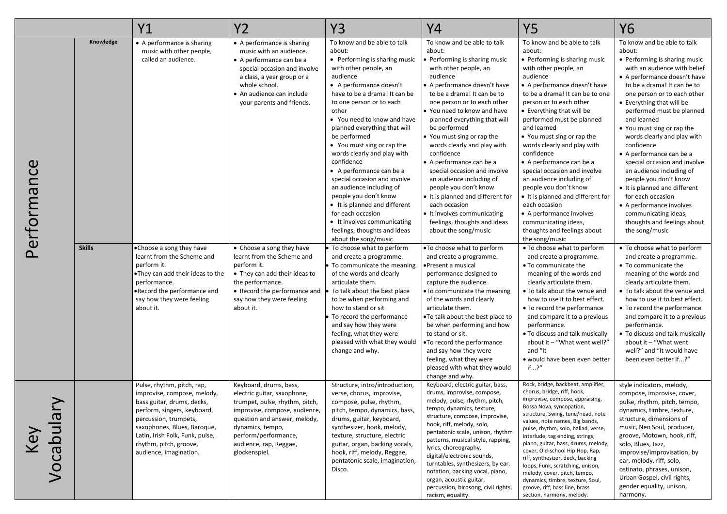| | | Y1 | Y2 | Y3 | Y4 | Y5 | Y6 |
|---|---|---|---|---|---|---|---|
| Performance | Knowledge | • A performance is sharing music with other people, called an audience. | • A performance is sharing music with an audience.<br>• A performance can be a special occasion and involve a class, a year group or a whole school.<br>• An audience can include your parents and friends. | To know and be able to talk about:<br>• Performing is sharing music with other people, an audience<br>• A performance doesn't have to be a drama! It can be to one person or to each other<br>• You need to know and have planned everything that will be performed<br>• You must sing or rap the words clearly and play with confidence<br>• A performance can be a special occasion and involve an audience including of people you don't know<br>• It is planned and different for each occasion<br>• It involves communicating feelings, thoughts and ideas about the song/music | To know and be able to talk about:<br>• Performing is sharing music with other people, an audience<br>• A performance doesn't have to be a drama! It can be to one person or to each other<br>• You need to know and have planned everything that will be performed<br>• You must sing or rap the words clearly and play with confidence<br>• A performance can be a special occasion and involve an audience including of people you don't know<br>• It is planned and different for each occasion<br>• It involves communicating feelings, thoughts and ideas about the song/music | To know and be able to talk about:<br>• Performing is sharing music with other people, an audience<br>• A performance doesn't have to be a drama! It can be to one person or to each other<br>• Everything that will be performed must be planned and learned<br>• You must sing or rap the words clearly and play with confidence<br>• A performance can be a special occasion and involve an audience including of people you don't know<br>• It is planned and different for each occasion<br>• A performance involves communicating ideas, thoughts and feelings about the song/music | To know and be able to talk about:<br>• Performing is sharing music with an audience with belief<br>• A performance doesn't have to be a drama! It can be to one person or to each other<br>• Everything that will be performed must be planned and learned<br>• You must sing or rap the words clearly and play with confidence<br>• A performance can be a special occasion and involve an audience including of people you don't know<br>• It is planned and different for each occasion<br>• A performance involves communicating ideas, thoughts and feelings about the song/music |
| | Skills | • Choose a song they have learnt from the Scheme and perform it.<br>• They can add their ideas to the performance.<br>• Record the performance and say how they were feeling about it. | • Choose a song they have learnt from the Scheme and perform it.<br>• They can add their ideas to the performance.<br>• Record the performance and say how they were feeling about it. | • To choose what to perform and create a programme.<br>• To communicate the meaning of the words and clearly articulate them.<br>• To talk about the best place to be when performing and how to stand or sit.<br>• To record the performance and say how they were feeling, what they were pleased with what they would change and why. | • To choose what to perform and create a programme.<br>• Present a musical performance designed to capture the audience.<br>• To communicate the meaning of the words and clearly articulate them.<br>• To talk about the best place to be when performing and how to stand or sit.<br>• To record the performance and say how they were feeling, what they were pleased with what they would change and why. | • To choose what to perform and create a programme.<br>• To communicate the meaning of the words and clearly articulate them.<br>• To talk about the venue and how to use it to best effect.<br>• To record the performance and compare it to a previous performance.<br>• To discuss and talk musically about it – "What went well?" and "It<br>• would have been even better if...?" | • To choose what to perform and create a programme.<br>• To communicate the meaning of the words and clearly articulate them.<br>• To talk about the venue and how to use it to best effect.<br>• To record the performance and compare it to a previous performance.<br>• To discuss and talk musically about it – "What went well?" and "It would have been even better if...?" |
| Key Vocabulary | | Pulse, rhythm, pitch, rap, improvise, compose, melody, bass guitar, drums, decks, perform, singers, keyboard, percussion, trumpets, saxophones, Blues, Baroque, Latin, Irish Folk, Funk, pulse, rhythm, pitch, groove, audience, imagination. | Keyboard, drums, bass, electric guitar, saxophone, trumpet, pulse, rhythm, pitch, improvise, compose, audience, question and answer, melody, dynamics, tempo, perform/performance, audience, rap, Reggae, glockenspiel. | Structure, intro/introduction, verse, chorus, improvise, compose, pulse, rhythm, pitch, tempo, dynamics, bass, drums, guitar, keyboard, synthesizer, hook, melody, texture, structure, electric guitar, organ, backing vocals, hook, riff, melody, Reggae, pentatonic scale, imagination, Disco. | Keyboard, electric guitar, bass, drums, improvise, compose, melody, pulse, rhythm, pitch, tempo, dynamics, texture, structure, compose, improvise, hook, riff, melody, solo, pentatonic scale, unison, rhythm patterns, musical style, rapping, lyrics, choreography, digital/electronic sounds, turntables, synthesizers, by ear, notation, backing vocal, piano, organ, acoustic guitar, percussion, birdsong, civil rights, racism, equality. | Rock, bridge, backbeat, amplifier, chorus, bridge, riff, hook, improvise, compose, appraising, Bossa Nova, syncopation, structure, Swing, tune/head, note values, note names, Big bands, pulse, rhythm, solo, ballad, verse, interlude, tag ending, strings, piano, guitar, bass, drums, melody, cover, Old-school Hip Hop, Rap, riff, synthesizer, deck, backing loops, Funk, scratching, unison, melody, cover, pitch, tempo, dynamics, timbre, texture, Soul, groove, riff, bass line, brass section, harmony, melody. | style indicators, melody, compose, improvise, cover, pulse, rhythm, pitch, tempo, dynamics, timbre, texture, structure, dimensions of music, Neo Soul, producer, groove, Motown, hook, riff, solo, Blues, Jazz, improvise/improvisation, by ear, melody, riff, solo, ostinato, phrases, unison, Urban Gospel, civil rights, gender equality, unison, harmony. |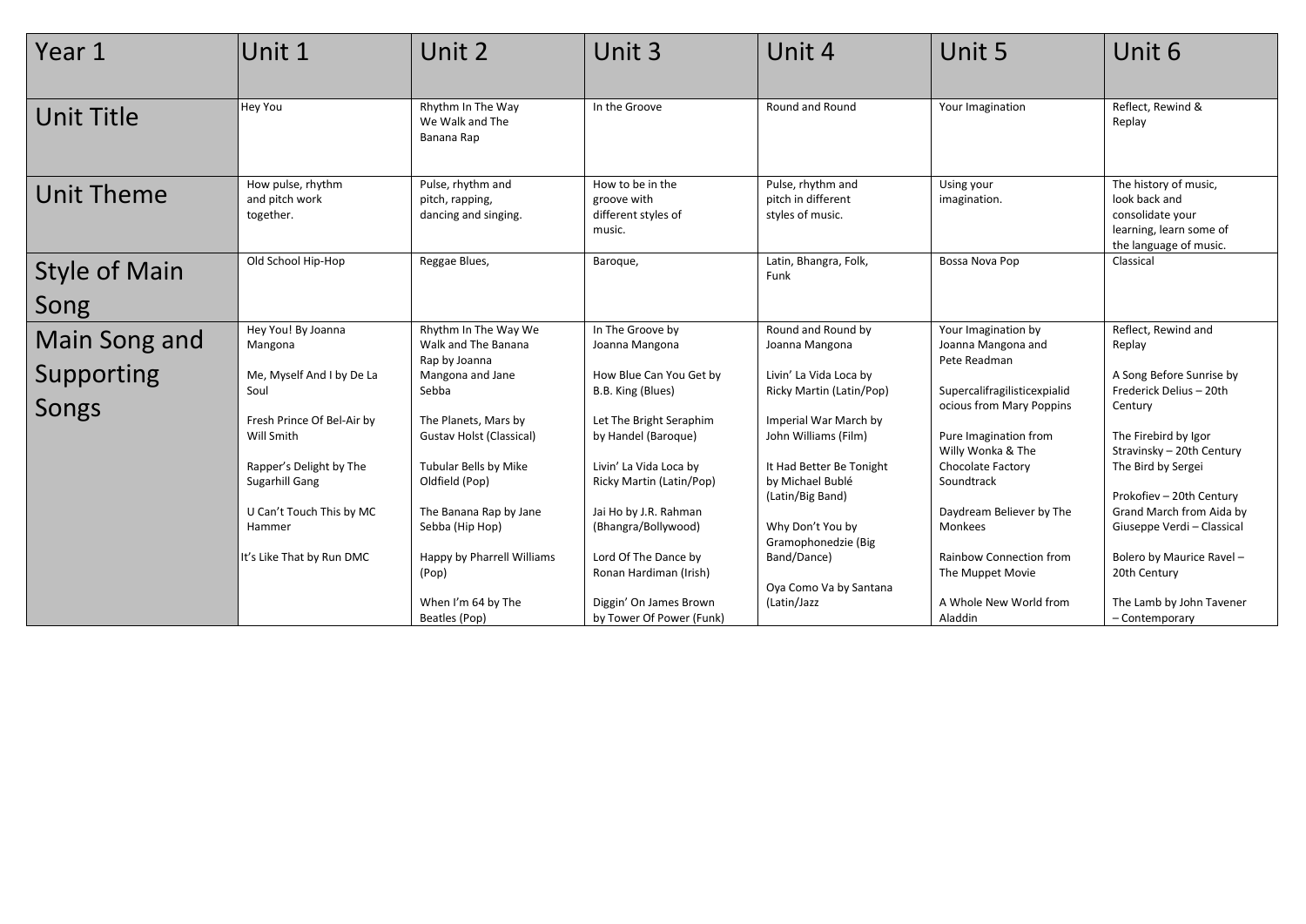| Year 1 | Unit 1 | Unit 2 | Unit 3 | Unit 4 | Unit 5 | Unit 6 |
|---|---|---|---|---|---|---|
| Unit Title | Hey You | Rhythm In The Way We Walk and The Banana Rap | In the Groove | Round and Round | Your Imagination | Reflect, Rewind & Replay |
| Unit Theme | How pulse, rhythm and pitch work together. | Pulse, rhythm and pitch, rapping, dancing and singing. | How to be in the groove with different styles of music. | Pulse, rhythm and pitch in different styles of music. | Using your imagination. | The history of music, look back and consolidate your learning, learn some of the language of music. |
| Style of Main Song | Old School Hip-Hop | Reggae Blues, | Baroque, | Latin, Bhangra, Folk, Funk | Bossa Nova Pop | Classical |
| Main Song and Supporting Songs | Hey You! By Joanna Mangona<br><br>Me, Myself And I by De La Soul<br><br>Fresh Prince Of Bel-Air by Will Smith<br><br>Rapper's Delight by The Sugarhill Gang<br><br>U Can't Touch This by MC Hammer<br><br>It's Like That by Run DMC | Rhythm In The Way We Walk and The Banana Rap by Joanna Mangona and Jane Sebba<br><br>The Planets, Mars by Gustav Holst (Classical)<br><br>Tubular Bells by Mike Oldfield (Pop)<br><br>The Banana Rap by Jane Sebba (Hip Hop)<br><br>Happy by Pharrell Williams (Pop)<br><br>When I'm 64 by The Beatles (Pop) | In The Groove by Joanna Mangona<br><br>How Blue Can You Get by B.B. King (Blues)<br><br>Let The Bright Seraphim by Handel (Baroque)<br><br>Livin' La Vida Loca by Ricky Martin (Latin/Pop)<br><br>Jai Ho by J.R. Rahman (Bhangra/Bollywood)<br><br>Lord Of The Dance by Ronan Hardiman (Irish)<br><br>Diggin' On James Brown by Tower Of Power (Funk) | Round and Round by Joanna Mangona<br><br>Livin' La Vida Loca by Ricky Martin (Latin/Pop)<br><br>Imperial War March by John Williams (Film)<br><br>It Had Better Be Tonight by Michael Bublé (Latin/Big Band)<br><br>Why Don't You by Gramophonedzie (Big Band/Dance)<br><br>Oya Como Va by Santana (Latin/Jazz) | Your Imagination by Joanna Mangona and Pete Readman<br><br>Supercalifragilisticexpialidocious from Mary Poppins<br><br>Pure Imagination from Willy Wonka & The Chocolate Factory Soundtrack<br><br>Daydream Believer by The Monkees<br><br>Rainbow Connection from The Muppet Movie<br><br>A Whole New World from Aladdin | Reflect, Rewind and Replay<br><br>A Song Before Sunrise by Frederick Delius – 20th Century<br><br>The Firebird by Igor Stravinsky – 20th Century The Bird by Sergei<br><br>Prokofiev – 20th Century Grand March from Aida by Giuseppe Verdi – Classical<br><br>Bolero by Maurice Ravel – 20th Century<br><br>The Lamb by John Tavener – Contemporary |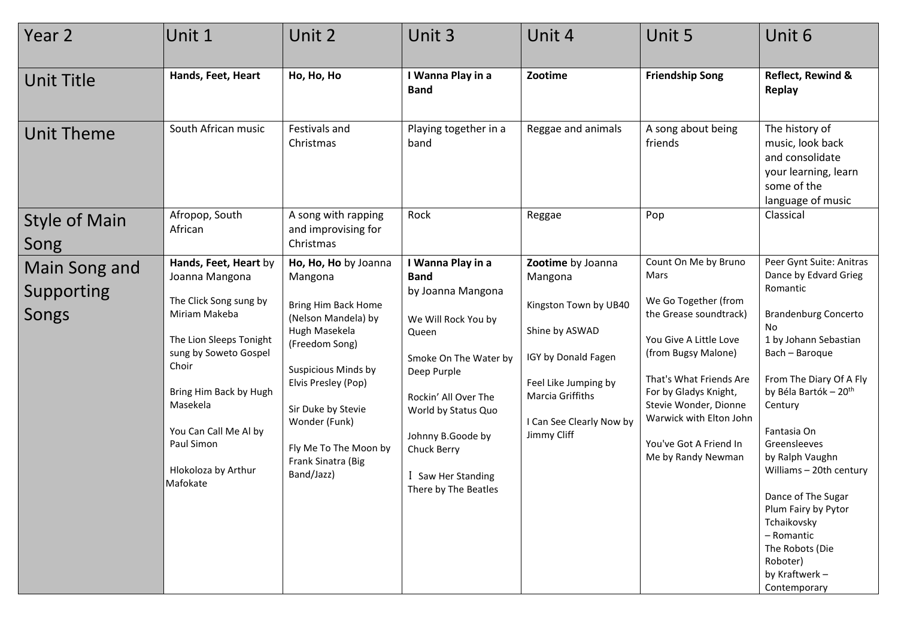| Year 2 | Unit 1 | Unit 2 | Unit 3 | Unit 4 | Unit 5 | Unit 6 |
|---|---|---|---|---|---|---|
| Unit Title | **Hands, Feet, Heart** | **Ho, Ho, Ho** | **I Wanna Play in a Band** | **Zootime** | **Friendship Song** | **Reflect, Rewind & Replay** |
| Unit Theme | South African music | Festivals and Christmas | Playing together in a band | Reggae and animals | A song about being friends | The history of music, look back and consolidate your learning, learn some of the language of music |
| Style of Main Song | Afropop, South African | A song with rapping and improvising for Christmas | Rock | Reggae | Pop | Classical |
| Main Song and Supporting Songs | **Hands, Feet, Heart** by Joanna Mangona<br><br>The Click Song sung by Miriam Makeba<br><br>The Lion Sleeps Tonight sung by Soweto Gospel Choir<br><br>Bring Him Back by Hugh Masekela<br><br>You Can Call Me Al by Paul Simon<br><br>Hlokoloza by Arthur Mafokate | **Ho, Ho, Ho** by Joanna Mangona<br><br>Bring Him Back Home (Nelson Mandela) by Hugh Masekela (Freedom Song)<br><br>Suspicious Minds by Elvis Presley (Pop)<br><br>Sir Duke by Stevie Wonder (Funk)<br><br>Fly Me To The Moon by Frank Sinatra (Big Band/Jazz) | **I Wanna Play in a Band** by Joanna Mangona<br><br>We Will Rock You by Queen<br><br>Smoke On The Water by Deep Purple<br><br>Rockin' All Over The World by Status Quo<br><br>Johnny B.Goode by Chuck Berry<br><br>I Saw Her Standing There by The Beatles | **Zootime** by Joanna Mangona<br><br>Kingston Town by UB40<br><br>Shine by ASWAD<br><br>IGY by Donald Fagen<br><br>Feel Like Jumping by Marcia Griffiths<br><br>I Can See Clearly Now by Jimmy Cliff | Count On Me by Bruno Mars<br><br>We Go Together (from the Grease soundtrack)<br><br>You Give A Little Love (from Bugsy Malone)<br><br>That's What Friends Are For by Gladys Knight, Stevie Wonder, Dionne Warwick with Elton John<br><br>You've Got A Friend In Me by Randy Newman | Peer Gynt Suite: Anitras Dance by Edvard Grieg Romantic<br><br>Brandenburg Concerto No 1 by Johann Sebastian Bach – Baroque<br><br>From The Diary Of A Fly by Béla Bartók – 20th Century<br><br>Fantasia On Greensleeves by Ralph Vaughn Williams – 20th century<br><br>Dance of The Sugar Plum Fairy by Pytor Tchaikovsky – Romantic<br>The Robots (Die Roboter) by Kraftwerk – Contemporary |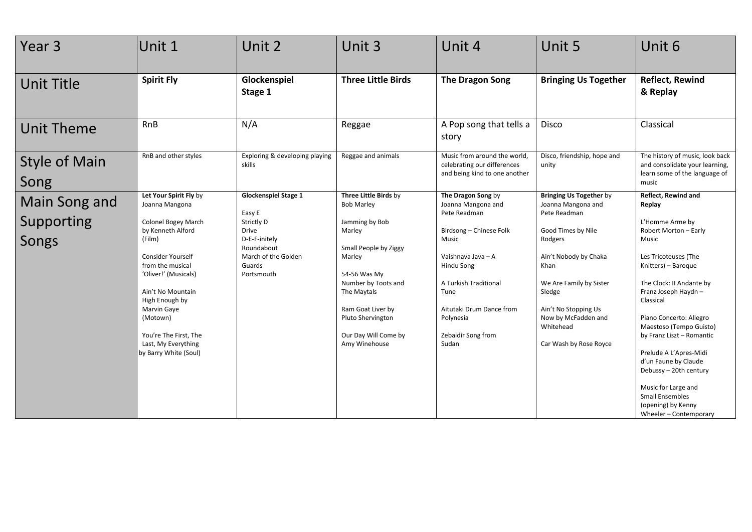| Year 3 | Unit 1 | Unit 2 | Unit 3 | Unit 4 | Unit 5 | Unit 6 |
|---|---|---|---|---|---|---|
| Unit Title | **Spirit Fly** | **Glockenspiel Stage 1** | **Three Little Birds** | **The Dragon Song** | **Bringing Us Together** | **Reflect, Rewind & Replay** |
| Unit Theme | RnB | N/A | Reggae | A Pop song that tells a story | Disco | Classical |
| Style of Main Song | RnB and other styles | Exploring & developing playing skills | Reggae and animals | Music from around the world, celebrating our differences and being kind to one another | Disco, friendship, hope and unity | The history of music, look back and consolidate your learning, learn some of the language of music |
| Main Song and Supporting Songs | **Let Your Spirit Fly** by Joanna Mangona<br><br>Colonel Bogey March by Kenneth Alford (Film)<br><br>Consider Yourself from the musical 'Oliver!' (Musicals)<br><br>Ain't No Mountain High Enough by Marvin Gaye (Motown)<br><br>You're The First, The Last, My Everything by Barry White (Soul) | **Glockenspiel Stage 1**<br><br>Easy E<br>Strictly D<br>Drive<br>D-E-F-initely<br>Roundabout<br>March of the Golden Guards<br>Portsmouth | **Three Little Birds** by Bob Marley<br><br>Jamming by Bob Marley<br><br>Small People by Ziggy Marley<br><br>54-56 Was My Number by Toots and The Maytals<br><br>Ram Goat Liver by Pluto Shervington<br><br>Our Day Will Come by Amy Winehouse | **The Dragon Song** by Joanna Mangona and Pete Readman<br><br>Birdsong – Chinese Folk Music<br><br>Vaishnava Java – A Hindu Song<br><br>A Turkish Traditional Tune<br><br>Aitutaki Drum Dance from Polynesia<br><br>Zebaidir Song from Sudan | **Bringing Us Together** by Joanna Mangona and Pete Readman<br><br>Good Times by Nile Rodgers<br><br>Ain't Nobody by Chaka Khan<br><br>We Are Family by Sister Sledge<br><br>Ain't No Stopping Us Now by McFadden and Whitehead<br><br>Car Wash by Rose Royce | **Reflect, Rewind and Replay**<br><br>L'Homme Arme by Robert Morton – Early Music<br><br>Les Tricoteuses (The Knitters) – Baroque<br><br>The Clock: II Andante by Franz Joseph Haydn – Classical<br><br>Piano Concerto: Allegro Maestoso (Tempo Guisto) by Franz Liszt – Romantic<br><br>Prelude A L'Apres-Midi d'un Faune by Claude Debussy – 20th century<br><br>Music for Large and Small Ensembles (opening) by Kenny Wheeler – Contemporary |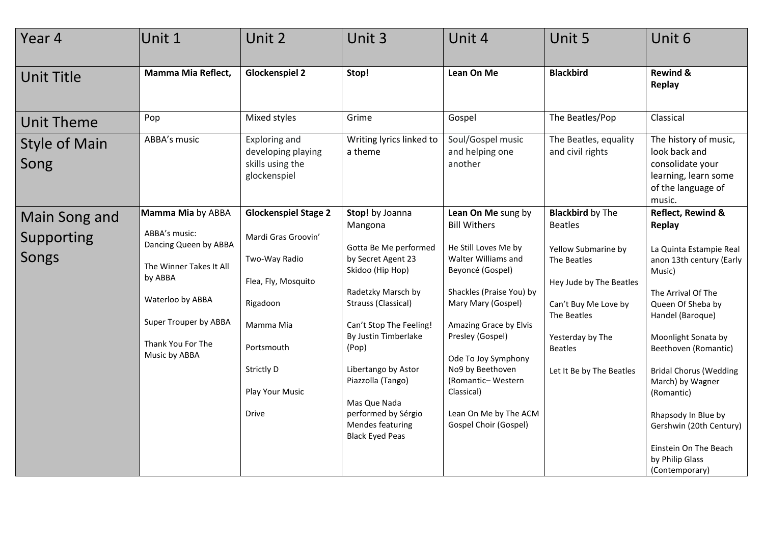| Year 4 | Unit 1 | Unit 2 | Unit 3 | Unit 4 | Unit 5 | Unit 6 |
|---|---|---|---|---|---|---|
| Unit Title | **Mamma Mia Reflect,** | **Glockenspiel 2** | **Stop!** | **Lean On Me** | **Blackbird** | **Rewind & Replay** |
| Unit Theme | Pop | Mixed styles | Grime | Gospel | The Beatles/Pop | Classical |
| Style of Main Song | ABBA's music | Exploring and developing playing skills using the glockenspiel | Writing lyrics linked to a theme | Soul/Gospel music and helping one another | The Beatles, equality and civil rights | The history of music, look back and consolidate your learning, learn some of the language of music. |
| Main Song and Supporting Songs | **Mamma Mia** by ABBA<br><br>ABBA's music: Dancing Queen by ABBA<br><br>The Winner Takes It All by ABBA<br><br>Waterloo by ABBA<br><br>Super Trouper by ABBA<br><br>Thank You For The Music by ABBA | **Glockenspiel Stage 2**<br><br>Mardi Gras Groovin'<br><br>Two-Way Radio<br><br>Flea, Fly, Mosquito<br><br>Rigadoon<br><br>Mamma Mia<br><br>Portsmouth<br><br>Strictly D<br><br>Play Your Music<br><br>Drive | **Stop!** by Joanna Mangona<br><br>Gotta Be Me performed by Secret Agent 23 Skidoo (Hip Hop)<br><br>Radetzky Marsch by Strauss (Classical)<br><br>Can't Stop The Feeling! By Justin Timberlake (Pop)<br><br>Libertango by Astor Piazzolla (Tango)<br><br>Mas Que Nada performed by Sérgio Mendes featuring Black Eyed Peas | **Lean On Me** sung by Bill Withers<br><br>He Still Loves Me by Walter Williams and Beyoncé (Gospel)<br><br>Shackles (Praise You) by Mary Mary (Gospel)<br><br>Amazing Grace by Elvis Presley (Gospel)<br><br>Ode To Joy Symphony No9 by Beethoven (Romantic– Western Classical)<br><br>Lean On Me by The ACM Gospel Choir (Gospel) | **Blackbird** by The Beatles<br><br>Yellow Submarine by The Beatles<br><br>Hey Jude by The Beatles<br><br>Can't Buy Me Love by The Beatles<br><br>Yesterday by The Beatles<br><br>Let It Be by The Beatles | **Reflect, Rewind & Replay**<br><br>La Quinta Estampie Real anon 13th century (Early Music)<br><br>The Arrival Of The Queen Of Sheba by Handel (Baroque)<br><br>Moonlight Sonata by Beethoven (Romantic)<br><br>Bridal Chorus (Wedding March) by Wagner (Romantic)<br><br>Rhapsody In Blue by Gershwin (20th Century)<br><br>Einstein On The Beach by Philip Glass (Contemporary) |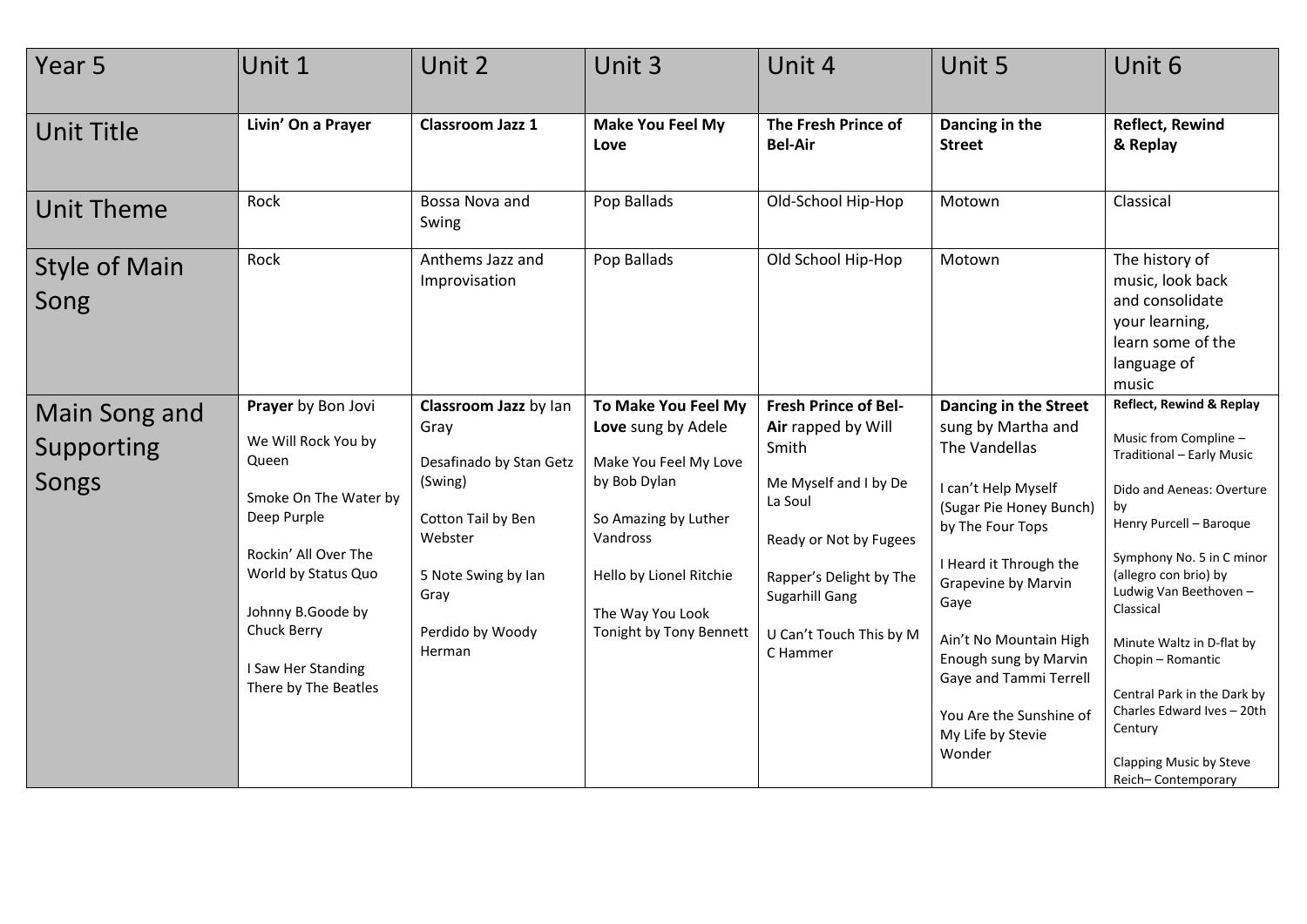| Year 5 | Unit 1 | Unit 2 | Unit 3 | Unit 4 | Unit 5 | Unit 6 |
|---|---|---|---|---|---|---|
| Unit Title | **Livin' On a Prayer** | **Classroom Jazz 1** | **Make You Feel My Love** | **The Fresh Prince of Bel-Air** | **Dancing in the Street** | **Reflect, Rewind & Replay** |
| Unit Theme | Rock | Bossa Nova and Swing | Pop Ballads | Old-School Hip-Hop | Motown | Classical |
| Style of Main Song | Rock | Anthems Jazz and Improvisation | Pop Ballads | Old School Hip-Hop | Motown | The history of music, look back and consolidate your learning, learn some of the language of music |
| Main Song and Supporting Songs | **Prayer** by Bon Jovi<br><br>We Will Rock You by Queen<br><br>Smoke On The Water by Deep Purple<br><br>Rockin' All Over The World by Status Quo<br><br>Johnny B.Goode by Chuck Berry<br><br>I Saw Her Standing There by The Beatles | **Classroom Jazz** by Ian Gray<br><br>Desafinado by Stan Getz (Swing)<br><br>Cotton Tail by Ben Webster<br><br>5 Note Swing by Ian Gray<br><br>Perdido by Woody Herman | **To Make You Feel My Love** sung by Adele<br><br>Make You Feel My Love by Bob Dylan<br><br>So Amazing by Luther Vandross<br><br>Hello by Lionel Ritchie<br><br>The Way You Look Tonight by Tony Bennett | **Fresh Prince of Bel-Air** rapped by Will Smith<br><br>Me Myself and I by De La Soul<br><br>Ready or Not by Fugees<br><br>Rapper's Delight by The Sugarhill Gang<br><br>U Can't Touch This by M C Hammer | **Dancing in the Street** sung by Martha and The Vandellas<br><br>I can't Help Myself (Sugar Pie Honey Bunch) by The Four Tops<br><br>I Heard it Through the Grapevine by Marvin Gaye<br><br>Ain't No Mountain High Enough sung by Marvin Gaye and Tammi Terrell<br><br>You Are the Sunshine of My Life by Stevie Wonder | **Reflect, Rewind & Replay**<br><br>Music from Compline – Traditional – Early Music<br><br>Dido and Aeneas: Overture by Henry Purcell – Baroque<br><br>Symphony No. 5 in C minor (allegro con brio) by Ludwig Van Beethoven – Classical<br><br>Minute Waltz in D-flat by Chopin – Romantic<br><br>Central Park in the Dark by Charles Edward Ives – 20th Century<br><br>Clapping Music by Steve Reich– Contemporary |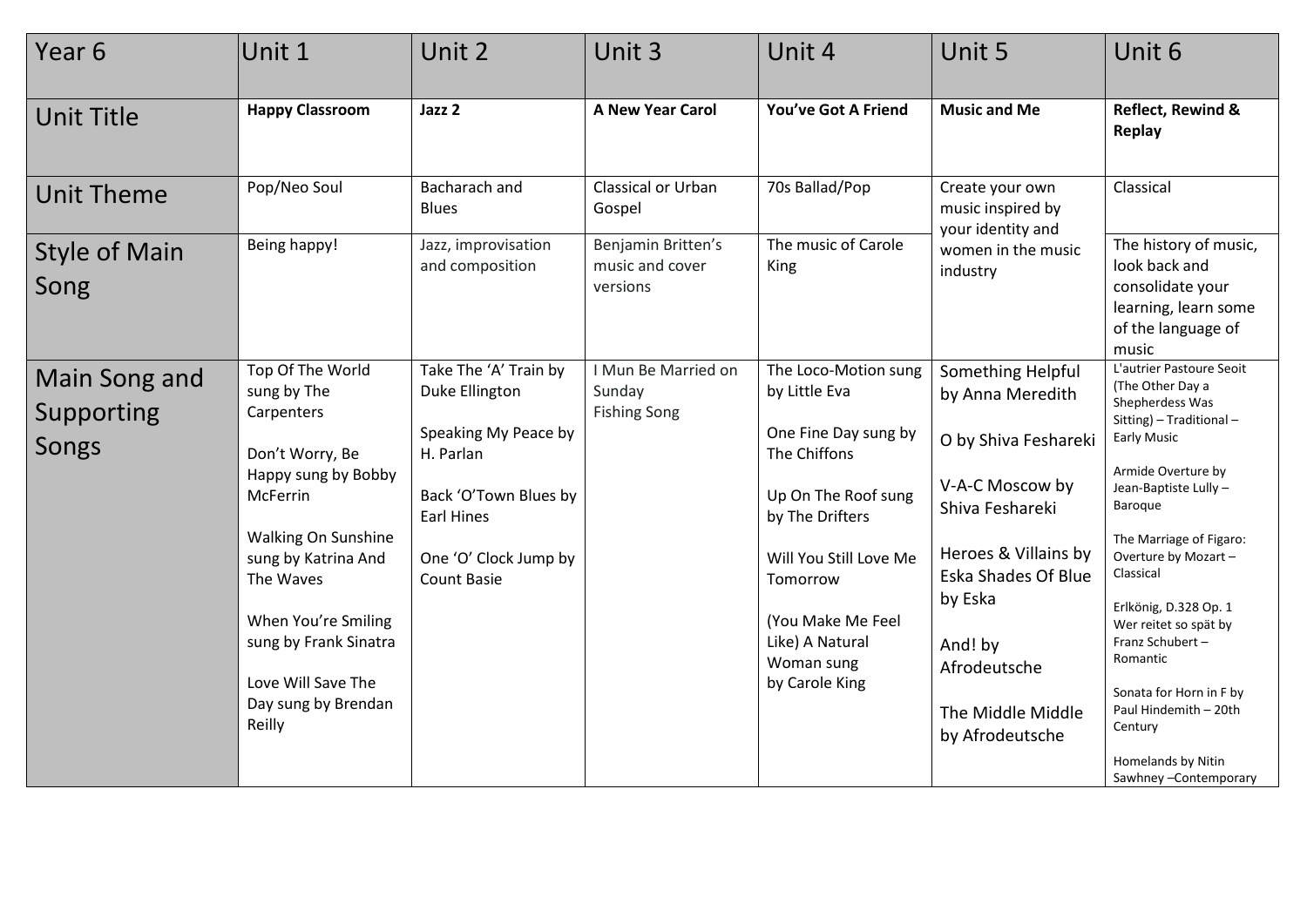| Year 6 | Unit 1 | Unit 2 | Unit 3 | Unit 4 | Unit 5 | Unit 6 |
|---|---|---|---|---|---|---|
| Unit Title | **Happy Classroom** | **Jazz 2** | **A New Year Carol** | **You've Got A Friend** | **Music and Me** | **Reflect, Rewind & Replay** |
| Unit Theme | Pop/Neo Soul | Bacharach and Blues | Classical or Urban Gospel | 70s Ballad/Pop | Create your own music inspired by your identity and women in the music industry | Classical |
| Style of Main Song | Being happy! | Jazz, improvisation and composition | Benjamin Britten's music and cover versions | The music of Carole King | | The history of music, look back and consolidate your learning, learn some of the language of music |
| Main Song and Supporting Songs | Top Of The World sung by The Carpenters<br><br>Don't Worry, Be Happy sung by Bobby McFerrin<br><br>Walking On Sunshine sung by Katrina And The Waves<br><br>When You're Smiling sung by Frank Sinatra<br><br>Love Will Save The Day sung by Brendan Reilly | Take The 'A' Train by Duke Ellington<br><br>Speaking My Peace by H. Parlan<br><br>Back 'O'Town Blues by Earl Hines<br><br>One 'O' Clock Jump by Count Basie | I Mun Be Married on Sunday<br>Fishing Song | The Loco-Motion sung by Little Eva<br><br>One Fine Day sung by The Chiffons<br><br>Up On The Roof sung by The Drifters<br><br>Will You Still Love Me Tomorrow<br><br>(You Make Me Feel Like) A Natural Woman sung by Carole King | Something Helpful by Anna Meredith<br><br>O by Shiva Feshareki<br><br>V-A-C Moscow by Shiva Feshareki<br><br>Heroes & Villains by Eska Shades Of Blue by Eska<br><br>And! by Afrodeutsche<br><br>The Middle Middle by Afrodeutsche | L'autrier Pastoure Seoit (The Other Day a Shepherdess Was Sitting) – Traditional – Early Music<br><br>Armide Overture by Jean-Baptiste Lully – Baroque<br><br>The Marriage of Figaro: Overture by Mozart – Classical<br><br>Erlkönig, D.328 Op. 1 Wer reitet so spät by Franz Schubert – Romantic<br><br>Sonata for Horn in F by Paul Hindemith – 20th Century<br><br>Homelands by Nitin Sawhney –Contemporary |